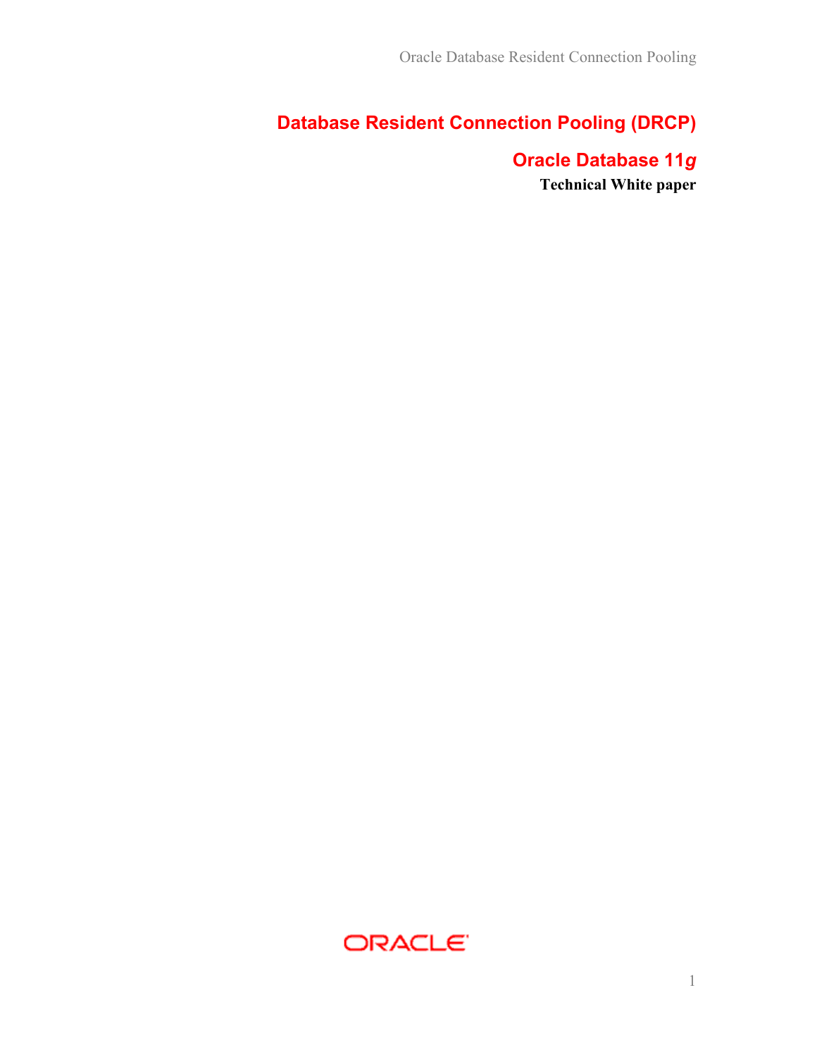# Database Resident Connection Pooling (DRCP)

## Oracle Database 11*g*

**Technical White paper**

ORACLE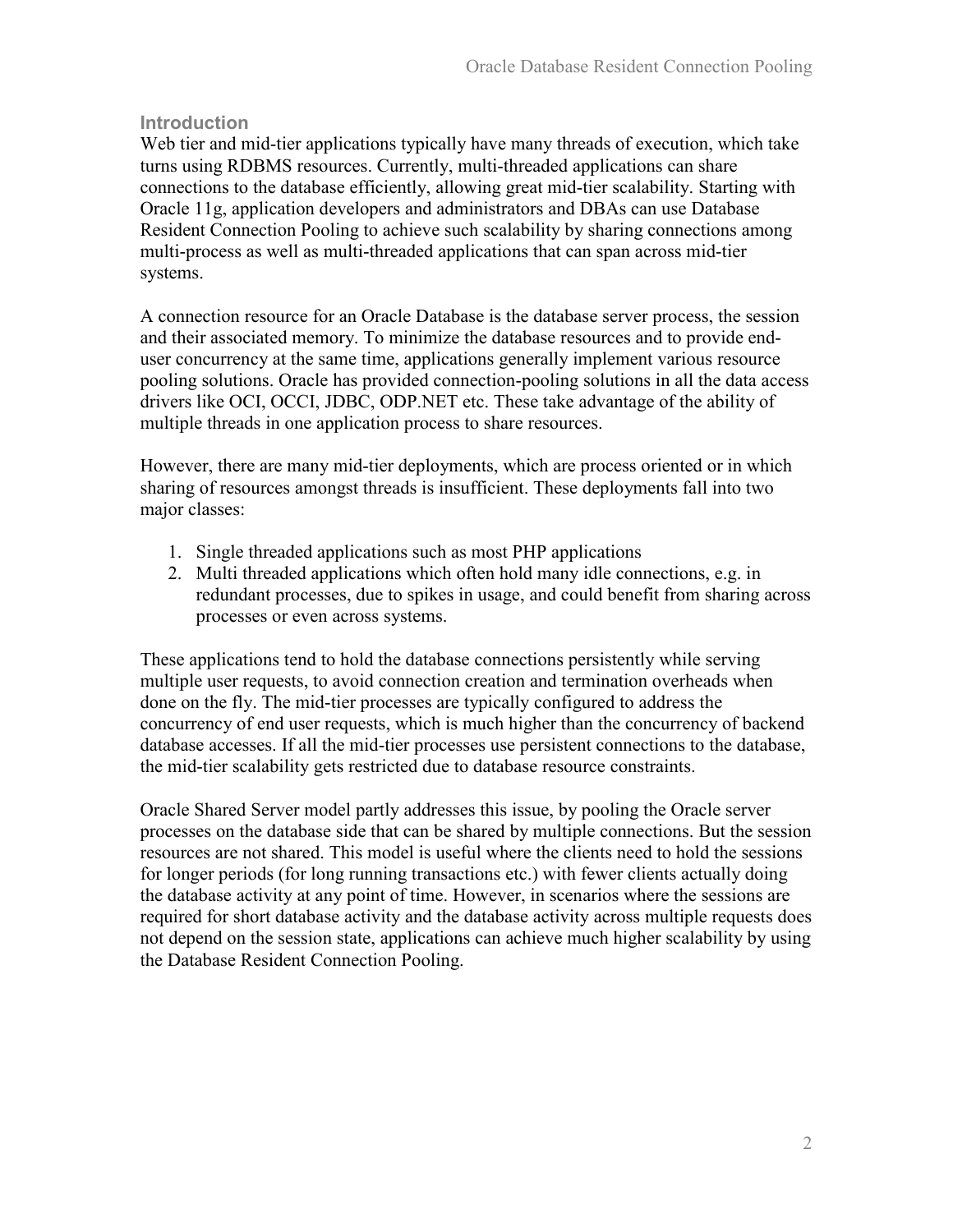## Introduction

Web tier and mid-tier applications typically have many threads of execution, which take turns using RDBMS resources. Currently, multi-threaded applications can share connections to the database efficiently, allowing great mid-tier scalability. Starting with Oracle 11g, application developers and administrators and DBAs can use Database Resident Connection Pooling to achieve such scalability by sharing connections among multi-process as well as multi-threaded applications that can span across mid-tier systems.

A connection resource for an Oracle Database is the database server process, the session and their associated memory. To minimize the database resources and to provide end-user concurrency at the same time, applications generally implement various resource pooling solutions. Oracle has provided connection-pooling solutions in all the data access drivers like OCI, OCCI, JDBC, ODP.NET etc. These take advantage of the ability of multiple threads in one application process to share resources.

However, there are many mid-tier deployments, which are process oriented or in which sharing of resources amongst threads is insufficient. These deployments fall into two major classes:

1. Single threaded applications such as most PHP applications
2. Multi threaded applications which often hold many idle connections, e.g. in redundant processes, due to spikes in usage, and could benefit from sharing across processes or even across systems.

These applications tend to hold the database connections persistently while serving multiple user requests, to avoid connection creation and termination overheads when done on the fly. The mid-tier processes are typically configured to address the concurrency of end user requests, which is much higher than the concurrency of backend database accesses. If all the mid-tier processes use persistent connections to the database, the mid-tier scalability gets restricted due to database resource constraints.

Oracle Shared Server model partly addresses this issue, by pooling the Oracle server processes on the database side that can be shared by multiple connections. But the session resources are not shared. This model is useful where the clients need to hold the sessions for longer periods (for long running transactions etc.) with fewer clients actually doing the database activity at any point of time. However, in scenarios where the sessions are required for short database activity and the database activity across multiple requests does not depend on the session state, applications can achieve much higher scalability by using the Database Resident Connection Pooling.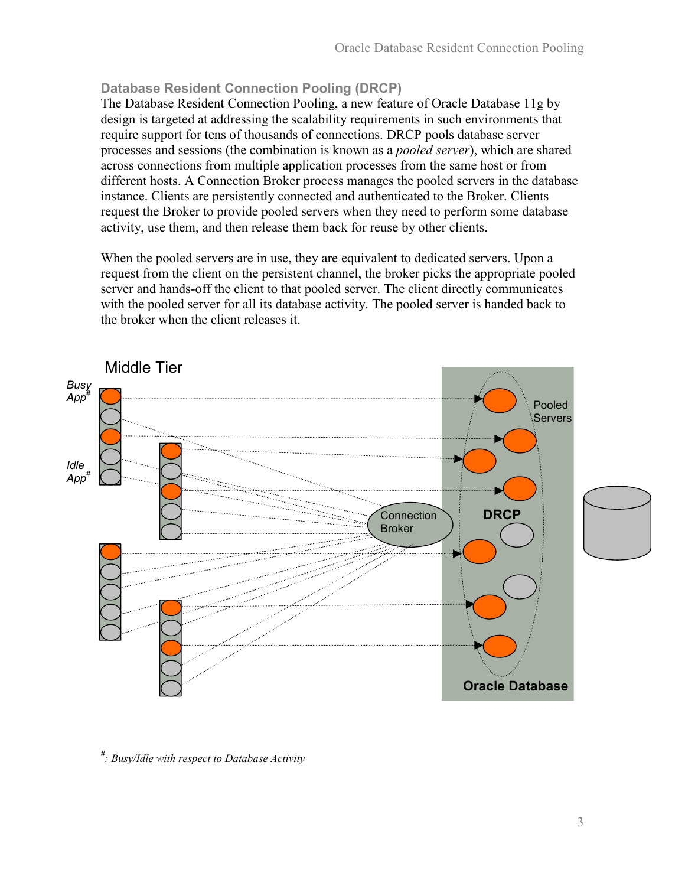## Database Resident Connection Pooling (DRCP)

The Database Resident Connection Pooling, a new feature of Oracle Database 11g by design is targeted at addressing the scalability requirements in such environments that require support for tens of thousands of connections. DRCP pools database server processes and sessions (the combination is known as a *pooled server*), which are shared across connections from multiple application processes from the same host or from different hosts. A Connection Broker process manages the pooled servers in the database instance. Clients are persistently connected and authenticated to the Broker. Clients request the Broker to provide pooled servers when they need to perform some database activity, use them, and then release them back for reuse by other clients.

When the pooled servers are in use, they are equivalent to dedicated servers. Upon a request from the client on the persistent channel, the broker picks the appropriate pooled server and hands-off the client to that pooled server. The client directly communicates with the pooled server for all its database activity. The pooled server is handed back to the broker when the client releases it.

Middle Tier

*Busy App#*

*Idle App#*

Connection Broker

Pooled Servers

DRCP

Oracle Database

*#: Busy/Idle with respect to Database Activity*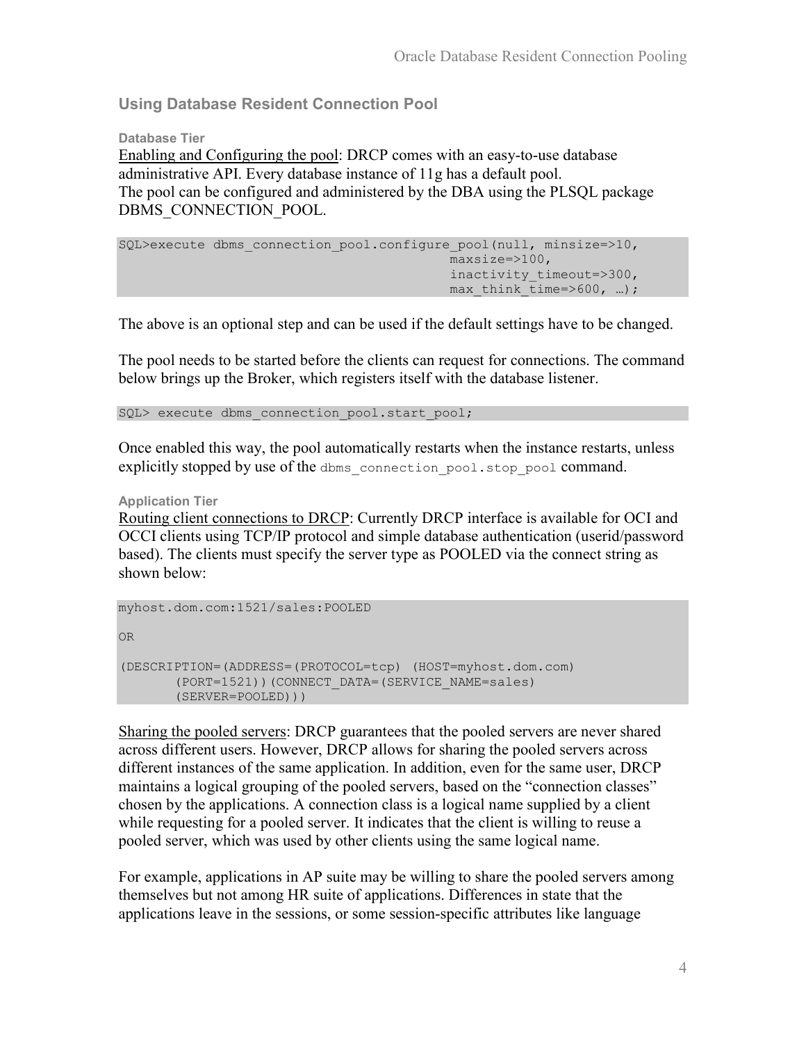## Using Database Resident Connection Pool

### Database Tier

Enabling and Configuring the pool: DRCP comes with an easy-to-use database administrative API. Every database instance of 11g has a default pool.
The pool can be configured and administered by the DBA using the PLSQL package DBMS_CONNECTION_POOL.

```
SQL>execute dbms_connection_pool.configure_pool(null, minsize=>10,
                                                maxsize=>100,
                                                inactivity_timeout=>300,
                                                max_think_time=>600, …);
```

The above is an optional step and can be used if the default settings have to be changed.

The pool needs to be started before the clients can request for connections. The command below brings up the Broker, which registers itself with the database listener.

```
SQL> execute dbms_connection_pool.start_pool;
```

Once enabled this way, the pool automatically restarts when the instance restarts, unless explicitly stopped by use of the `dbms_connection_pool.stop_pool` command.

### Application Tier

Routing client connections to DRCP: Currently DRCP interface is available for OCI and OCCI clients using TCP/IP protocol and simple database authentication (userid/password based). The clients must specify the server type as POOLED via the connect string as shown below:

```
myhost.dom.com:1521/sales:POOLED

OR

(DESCRIPTION=(ADDRESS=(PROTOCOL=tcp) (HOST=myhost.dom.com)
       (PORT=1521))(CONNECT_DATA=(SERVICE_NAME=sales)
       (SERVER=POOLED)))
```

Sharing the pooled servers: DRCP guarantees that the pooled servers are never shared across different users. However, DRCP allows for sharing the pooled servers across different instances of the same application. In addition, even for the same user, DRCP maintains a logical grouping of the pooled servers, based on the "connection classes" chosen by the applications. A connection class is a logical name supplied by a client while requesting for a pooled server. It indicates that the client is willing to reuse a pooled server, which was used by other clients using the same logical name.

For example, applications in AP suite may be willing to share the pooled servers among themselves but not among HR suite of applications. Differences in state that the applications leave in the sessions, or some session-specific attributes like language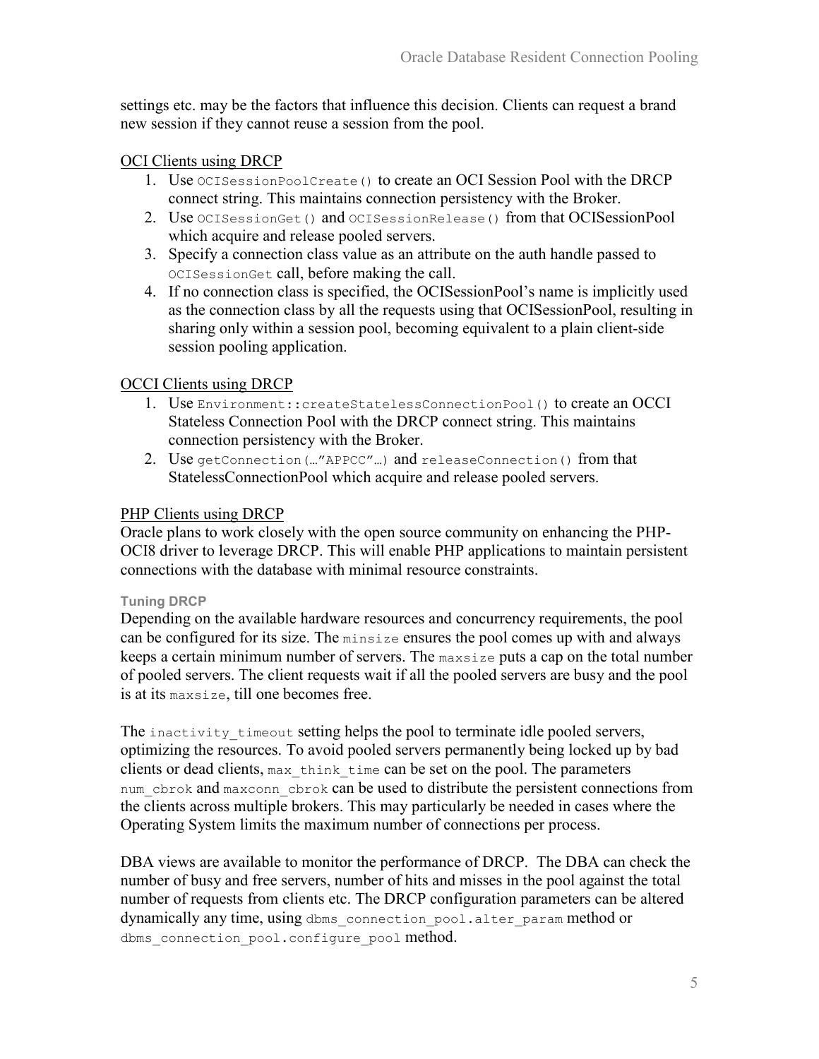settings etc. may be the factors that influence this decision. Clients can request a brand new session if they cannot reuse a session from the pool.

OCI Clients using DRCP

1. Use `OCISessionPoolCreate()` to create an OCI Session Pool with the DRCP connect string. This maintains connection persistency with the Broker.
2. Use `OCISessionGet()` and `OCISessionRelease()` from that OCISessionPool which acquire and release pooled servers.
3. Specify a connection class value as an attribute on the auth handle passed to `OCISessionGet` call, before making the call.
4. If no connection class is specified, the OCISessionPool's name is implicitly used as the connection class by all the requests using that OCISessionPool, resulting in sharing only within a session pool, becoming equivalent to a plain client-side session pooling application.

OCCI Clients using DRCP

1. Use `Environment::createStatelessConnectionPool()` to create an OCCI Stateless Connection Pool with the DRCP connect string. This maintains connection persistency with the Broker.
2. Use `getConnection(…"APPCC"…)` and `releaseConnection()` from that StatelessConnectionPool which acquire and release pooled servers.

PHP Clients using DRCP

Oracle plans to work closely with the open source community on enhancing the PHP-OCI8 driver to leverage DRCP. This will enable PHP applications to maintain persistent connections with the database with minimal resource constraints.

#### Tuning DRCP

Depending on the available hardware resources and concurrency requirements, the pool can be configured for its size. The `minsize` ensures the pool comes up with and always keeps a certain minimum number of servers. The `maxsize` puts a cap on the total number of pooled servers. The client requests wait if all the pooled servers are busy and the pool is at its `maxsize`, till one becomes free.

The `inactivity_timeout` setting helps the pool to terminate idle pooled servers, optimizing the resources. To avoid pooled servers permanently being locked up by bad clients or dead clients, `max_think_time` can be set on the pool. The parameters `num_cbrok` and `maxconn_cbrok` can be used to distribute the persistent connections from the clients across multiple brokers. This may particularly be needed in cases where the Operating System limits the maximum number of connections per process.

DBA views are available to monitor the performance of DRCP. The DBA can check the number of busy and free servers, number of hits and misses in the pool against the total number of requests from clients etc. The DRCP configuration parameters can be altered dynamically any time, using `dbms_connection_pool.alter_param` method or `dbms_connection_pool.configure_pool` method.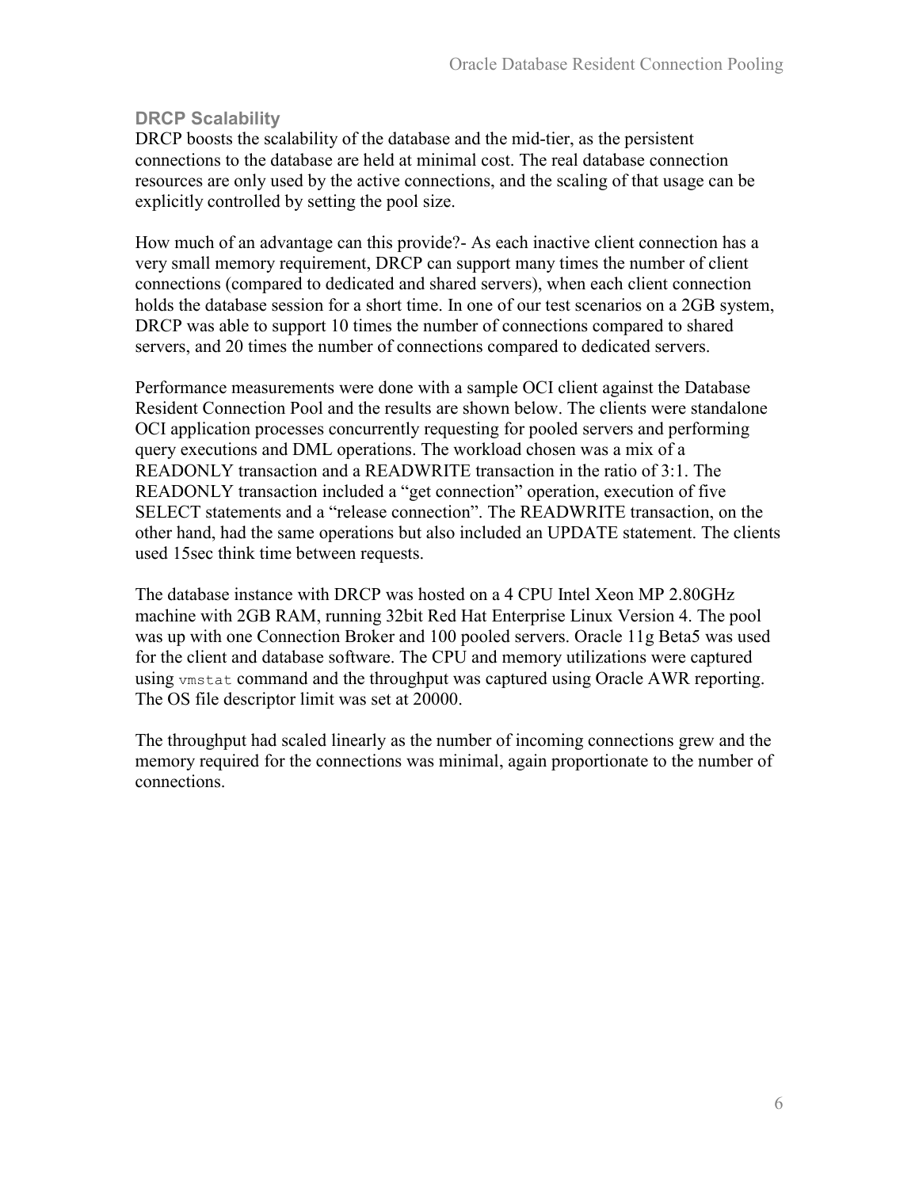### DRCP Scalability

DRCP boosts the scalability of the database and the mid-tier, as the persistent connections to the database are held at minimal cost. The real database connection resources are only used by the active connections, and the scaling of that usage can be explicitly controlled by setting the pool size.

How much of an advantage can this provide?- As each inactive client connection has a very small memory requirement, DRCP can support many times the number of client connections (compared to dedicated and shared servers), when each client connection holds the database session for a short time. In one of our test scenarios on a 2GB system, DRCP was able to support 10 times the number of connections compared to shared servers, and 20 times the number of connections compared to dedicated servers.

Performance measurements were done with a sample OCI client against the Database Resident Connection Pool and the results are shown below. The clients were standalone OCI application processes concurrently requesting for pooled servers and performing query executions and DML operations. The workload chosen was a mix of a READONLY transaction and a READWRITE transaction in the ratio of 3:1. The READONLY transaction included a "get connection" operation, execution of five SELECT statements and a "release connection". The READWRITE transaction, on the other hand, had the same operations but also included an UPDATE statement. The clients used 15sec think time between requests.

The database instance with DRCP was hosted on a 4 CPU Intel Xeon MP 2.80GHz machine with 2GB RAM, running 32bit Red Hat Enterprise Linux Version 4. The pool was up with one Connection Broker and 100 pooled servers. Oracle 11g Beta5 was used for the client and database software. The CPU and memory utilizations were captured using `vmstat` command and the throughput was captured using Oracle AWR reporting. The OS file descriptor limit was set at 20000.

The throughput had scaled linearly as the number of incoming connections grew and the memory required for the connections was minimal, again proportionate to the number of connections.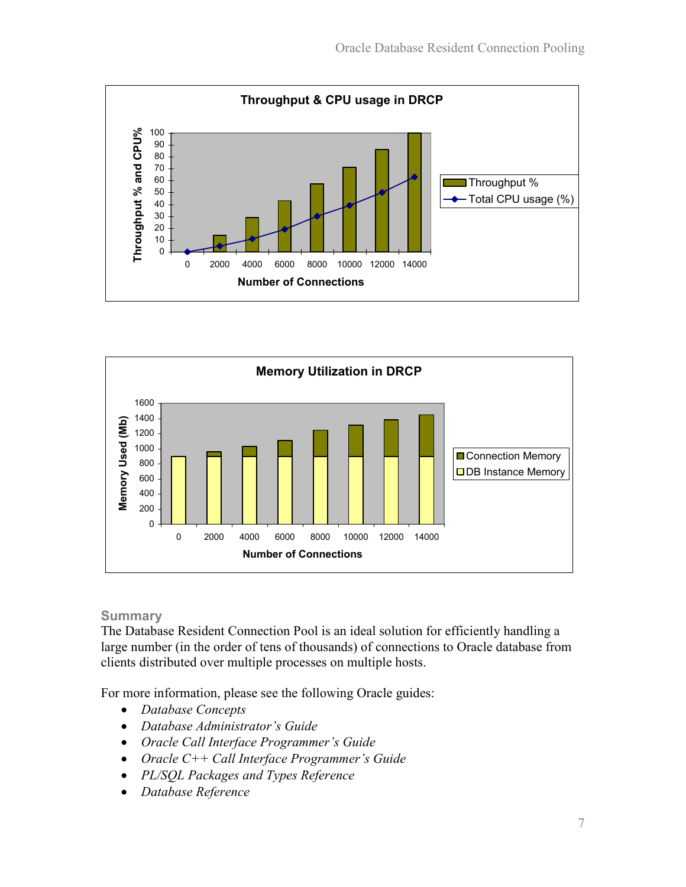## Summary

The Database Resident Connection Pool is an ideal solution for efficiently handling a large number (in the order of tens of thousands) of connections to Oracle database from clients distributed over multiple processes on multiple hosts.

For more information, please see the following Oracle guides:

- *Database Concepts*
- *Database Administrator's Guide*
- *Oracle Call Interface Programmer's Guide*
- *Oracle C++ Call Interface Programmer's Guide*
- *PL/SQL Packages and Types Reference*
- *Database Reference*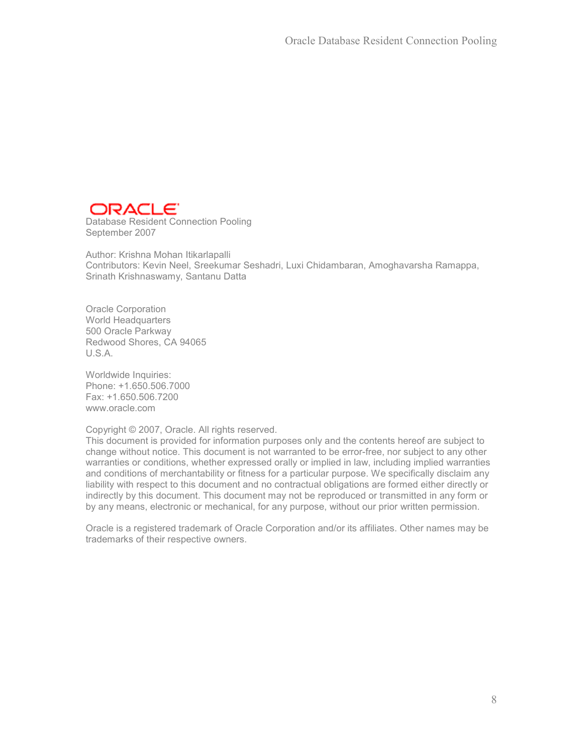ORACLE

Database Resident Connection Pooling
September 2007

Author: Krishna Mohan Itikarlapalli
Contributors: Kevin Neel, Sreekumar Seshadri, Luxi Chidambaran, Amoghavarsha Ramappa, Srinath Krishnaswamy, Santanu Datta

Oracle Corporation
World Headquarters
500 Oracle Parkway
Redwood Shores, CA 94065
U.S.A.

Worldwide Inquiries:
Phone: +1.650.506.7000
Fax: +1.650.506.7200
www.oracle.com

Copyright © 2007, Oracle. All rights reserved.
This document is provided for information purposes only and the contents hereof are subject to change without notice. This document is not warranted to be error-free, nor subject to any other warranties or conditions, whether expressed orally or implied in law, including implied warranties and conditions of merchantability or fitness for a particular purpose. We specifically disclaim any liability with respect to this document and no contractual obligations are formed either directly or indirectly by this document. This document may not be reproduced or transmitted in any form or by any means, electronic or mechanical, for any purpose, without our prior written permission.

Oracle is a registered trademark of Oracle Corporation and/or its affiliates. Other names may be trademarks of their respective owners.